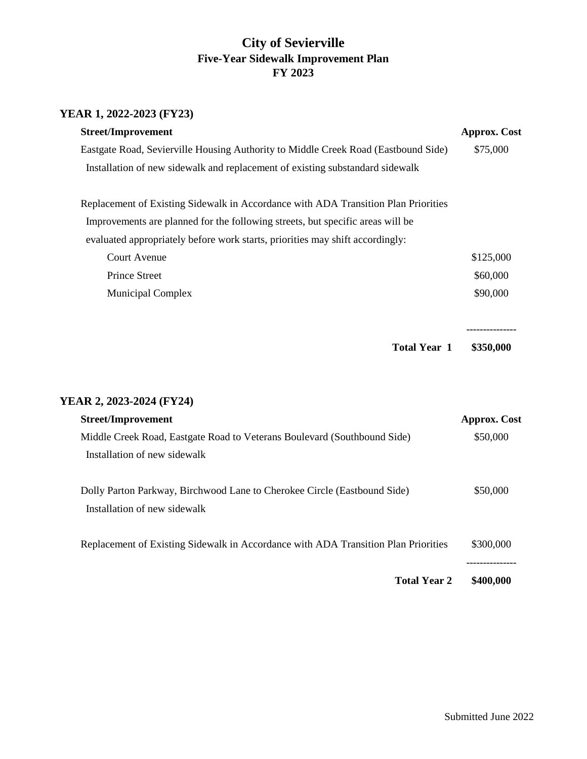# City of Sevierville
## Five-Year Sidewalk Improvement Plan
## FY 2023

### YEAR 1, 2022-2023 (FY23)

| Street/Improvement | Approx. Cost |
|---|---|
| Eastgate Road, Sevierville Housing Authority to Middle Creek Road (Eastbound Side) | $75,000 |
| Installation of new sidewalk and replacement of existing substandard sidewalk | |
| | |
| Replacement of Existing Sidewalk in Accordance with ADA Transition Plan Priorities | |
| Improvements are planned for the following streets, but specific areas will be evaluated appropriately before work starts, priorities may shift accordingly: | |
| Court Avenue | $125,000 |
| Prince Street | $60,000 |
| Municipal Complex | $90,000 |
| **Total Year 1** | **$350,000** |

### YEAR 2, 2023-2024 (FY24)

| Street/Improvement | Approx. Cost |
|---|---|
| Middle Creek Road, Eastgate Road to Veterans Boulevard (Southbound Side) | $50,000 |
| Installation of new sidewalk | |
| | |
| Dolly Parton Parkway, Birchwood Lane to Cherokee Circle (Eastbound Side) | $50,000 |
| Installation of new sidewalk | |
| | |
| Replacement of Existing Sidewalk in Accordance with ADA Transition Plan Priorities | $300,000 |
| **Total Year 2** | **$400,000** |

Submitted June 2022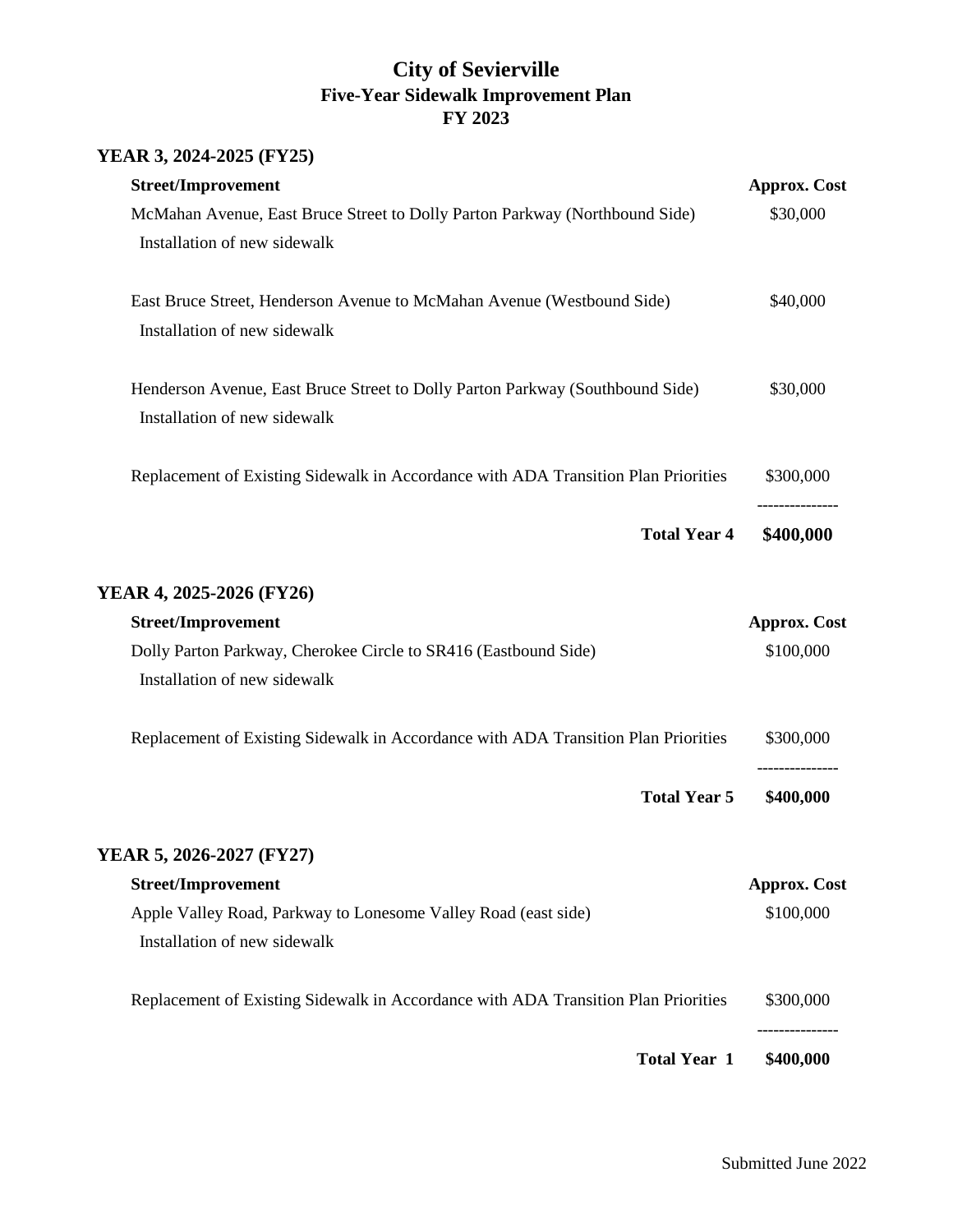# City of Sevierville
## Five-Year Sidewalk Improvement Plan
## FY 2023

### YEAR 3, 2024-2025 (FY25)

| Street/Improvement | Approx. Cost |
|---|---|
| McMahan Avenue, East Bruce Street to Dolly Parton Parkway (Northbound Side)<br>Installation of new sidewalk | $30,000 |
| East Bruce Street, Henderson Avenue to McMahan Avenue (Westbound Side)<br>Installation of new sidewalk | $40,000 |
| Henderson Avenue, East Bruce Street to Dolly Parton Parkway (Southbound Side)<br>Installation of new sidewalk | $30,000 |
| Replacement of Existing Sidewalk in Accordance with ADA Transition Plan Priorities | $300,000 |
| **Total Year 4** | **$400,000** |

### YEAR 4, 2025-2026 (FY26)

| Street/Improvement | Approx. Cost |
|---|---|
| Dolly Parton Parkway, Cherokee Circle to SR416 (Eastbound Side)<br>Installation of new sidewalk | $100,000 |
| Replacement of Existing Sidewalk in Accordance with ADA Transition Plan Priorities | $300,000 |
| **Total Year 5** | **$400,000** |

### YEAR 5, 2026-2027 (FY27)

| Street/Improvement | Approx. Cost |
|---|---|
| Apple Valley Road, Parkway to Lonesome Valley Road (east side)<br>Installation of new sidewalk | $100,000 |
| Replacement of Existing Sidewalk in Accordance with ADA Transition Plan Priorities | $300,000 |
| **Total Year 1** | **$400,000** |

Submitted June 2022